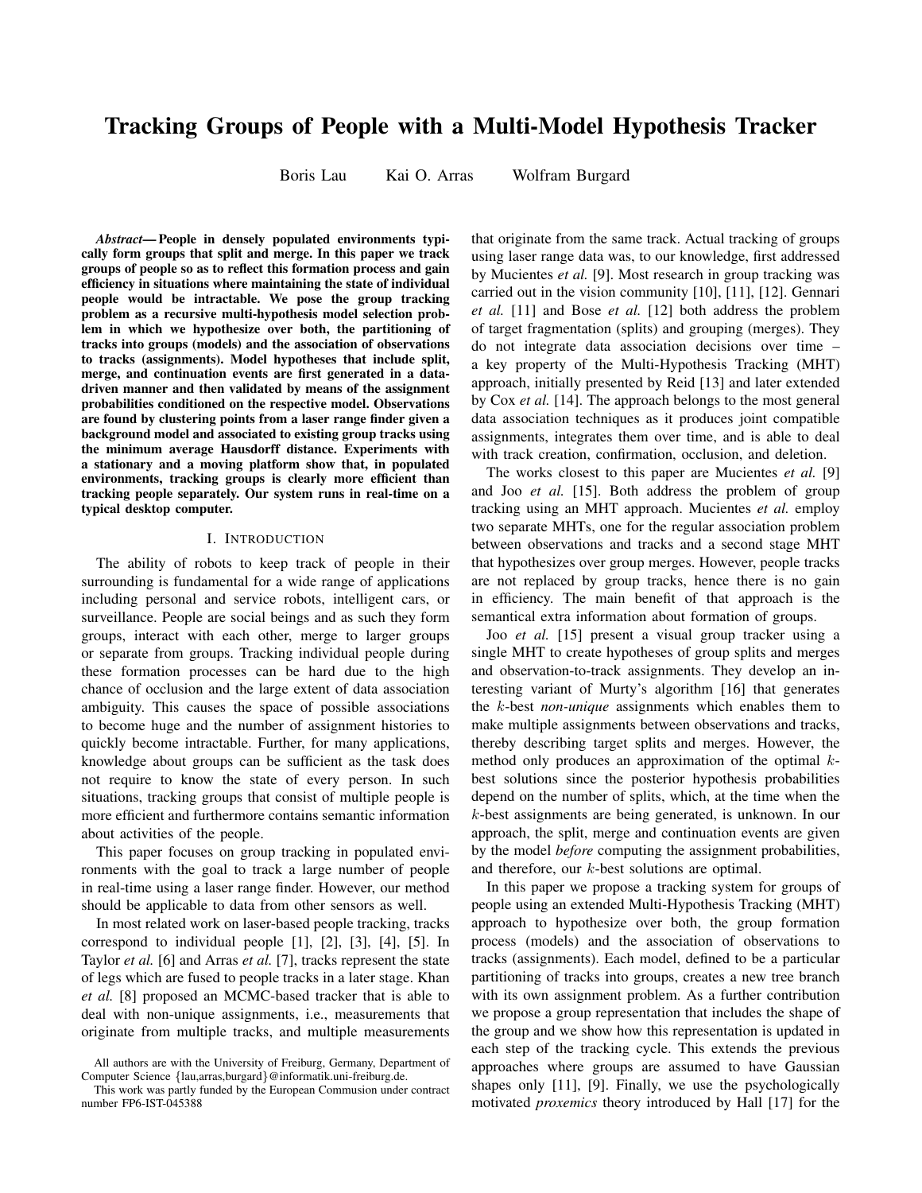# Tracking Groups of People with a Multi-Model Hypothesis Tracker

Boris Lau Kai O. Arras Wolfram Burgard

***Abstract*— People in densely populated environments typically form groups that split and merge. In this paper we track groups of people so as to reflect this formation process and gain efficiency in situations where maintaining the state of individual people would be intractable. We pose the group tracking problem as a recursive multi-hypothesis model selection problem in which we hypothesize over both, the partitioning of tracks into groups (models) and the association of observations to tracks (assignments). Model hypotheses that include split, merge, and continuation events are first generated in a data-driven manner and then validated by means of the assignment probabilities conditioned on the respective model. Observations are found by clustering points from a laser range finder given a background model and associated to existing group tracks using the minimum average Hausdorff distance. Experiments with a stationary and a moving platform show that, in populated environments, tracking groups is clearly more efficient than tracking people separately. Our system runs in real-time on a typical desktop computer.**

## I. Introduction

The ability of robots to keep track of people in their surrounding is fundamental for a wide range of applications including personal and service robots, intelligent cars, or surveillance. People are social beings and as such they form groups, interact with each other, merge to larger groups or separate from groups. Tracking individual people during these formation processes can be hard due to the high chance of occlusion and the large extent of data association ambiguity. This causes the space of possible associations to become huge and the number of assignment histories to quickly become intractable. Further, for many applications, knowledge about groups can be sufficient as the task does not require to know the state of every person. In such situations, tracking groups that consist of multiple people is more efficient and furthermore contains semantic information about activities of the people.

This paper focuses on group tracking in populated environments with the goal to track a large number of people in real-time using a laser range finder. However, our method should be applicable to data from other sensors as well.

In most related work on laser-based people tracking, tracks correspond to individual people [1], [2], [3], [4], [5]. In Taylor *et al.* [6] and Arras *et al.* [7], tracks represent the state of legs which are fused to people tracks in a later stage. Khan *et al.* [8] proposed an MCMC-based tracker that is able to deal with non-unique assignments, i.e., measurements that originate from multiple tracks, and multiple measurements that originate from the same track. Actual tracking of groups using laser range data was, to our knowledge, first addressed by Mucientes *et al.* [9]. Most research in group tracking was carried out in the vision community [10], [11], [12]. Gennari *et al.* [11] and Bose *et al.* [12] both address the problem of target fragmentation (splits) and grouping (merges). They do not integrate data association decisions over time – a key property of the Multi-Hypothesis Tracking (MHT) approach, initially presented by Reid [13] and later extended by Cox *et al.* [14]. The approach belongs to the most general data association techniques as it produces joint compatible assignments, integrates them over time, and is able to deal with track creation, confirmation, occlusion, and deletion.

The works closest to this paper are Mucientes *et al.* [9] and Joo *et al.* [15]. Both address the problem of group tracking using an MHT approach. Mucientes *et al.* employ two separate MHTs, one for the regular association problem between observations and tracks and a second stage MHT that hypothesizes over group merges. However, people tracks are not replaced by group tracks, hence there is no gain in efficiency. The main benefit of that approach is the semantical extra information about formation of groups.

Joo *et al.* [15] present a visual group tracker using a single MHT to create hypotheses of group splits and merges and observation-to-track assignments. They develop an interesting variant of Murty's algorithm [16] that generates the $k$-best *non-unique* assignments which enables them to make multiple assignments between observations and tracks, thereby describing target splits and merges. However, the method only produces an approximation of the optimal $k$-best solutions since the posterior hypothesis probabilities depend on the number of splits, which, at the time when the $k$-best assignments are being generated, is unknown. In our approach, the split, merge and continuation events are given by the model *before* computing the assignment probabilities, and therefore, our $k$-best solutions are optimal.

In this paper we propose a tracking system for groups of people using an extended Multi-Hypothesis Tracking (MHT) approach to hypothesize over both, the group formation process (models) and the association of observations to tracks (assignments). Each model, defined to be a particular partitioning of tracks into groups, creates a new tree branch with its own assignment problem. As a further contribution we propose a group representation that includes the shape of the group and we show how this representation is updated in each step of the tracking cycle. This extends the previous approaches where groups are assumed to have Gaussian shapes only [11], [9]. Finally, we use the psychologically motivated *proxemics* theory introduced by Hall [17] for the

All authors are with the University of Freiburg, Germany, Department of Computer Science {lau,arras,burgard}@informatik.uni-freiburg.de.

This work was partly funded by the European Commusion under contract number FP6-IST-045388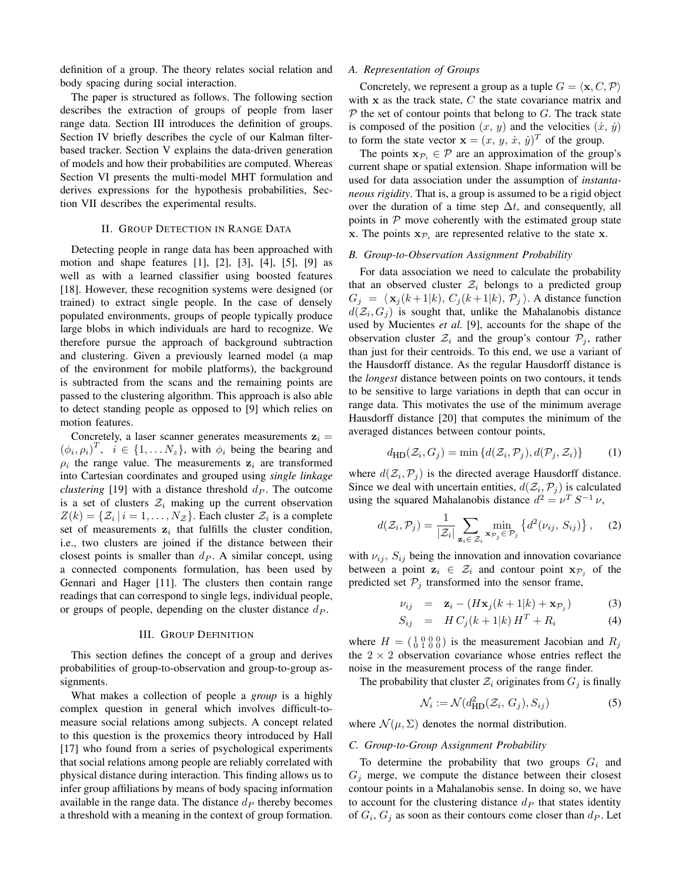definition of a group. The theory relates social relation and body spacing during social interaction.

The paper is structured as follows. The following section describes the extraction of groups of people from laser range data. Section III introduces the definition of groups. Section IV briefly describes the cycle of our Kalman filter-based tracker. Section V explains the data-driven generation of models and how their probabilities are computed. Whereas Section VI presents the multi-model MHT formulation and derives expressions for the hypothesis probabilities, Section VII describes the experimental results.

## II. Group Detection in Range Data

Detecting people in range data has been approached with motion and shape features [1], [2], [3], [4], [5], [9] as well as with a learned classifier using boosted features [18]. However, these recognition systems were designed (or trained) to extract single people. In the case of densely populated environments, groups of people typically produce large blobs in which individuals are hard to recognize. We therefore pursue the approach of background subtraction and clustering. Given a previously learned model (a map of the environment for mobile platforms), the background is subtracted from the scans and the remaining points are passed to the clustering algorithm. This approach is also able to detect standing people as opposed to [9] which relies on motion features.

Concretely, a laser scanner generates measurements $\mathbf{z}_i = (\phi_i, \rho_i)^T, \;\; i \in \{1, \ldots N_z\}$, with $\phi_i$ being the bearing and $\rho_i$ the range value. The measurements $\mathbf{z}_i$ are transformed into Cartesian coordinates and grouped using *single linkage clustering* [19] with a distance threshold $d_P$. The outcome is a set of clusters $\mathcal{Z}_i$ making up the current observation $Z(k) = \{\mathcal{Z}_i \,|\, i = 1, \ldots, N_{\mathcal{Z}}\}$. Each cluster $\mathcal{Z}_i$ is a complete set of measurements $\mathbf{z}_i$ that fulfills the cluster condition, i.e., two clusters are joined if the distance between their closest points is smaller than $d_P$. A similar concept, using a connected components formulation, has been used by Gennari and Hager [11]. The clusters then contain range readings that can correspond to single legs, individual people, or groups of people, depending on the cluster distance $d_P$.

## III. Group Definition

This section defines the concept of a group and derives probabilities of group-to-observation and group-to-group assignments.

What makes a collection of people a *group* is a highly complex question in general which involves difficult-to-measure social relations among subjects. A concept related to this question is the proxemics theory introduced by Hall [17] who found from a series of psychological experiments that social relations among people are reliably correlated with physical distance during interaction. This finding allows us to infer group affiliations by means of body spacing information available in the range data. The distance $d_P$ thereby becomes a threshold with a meaning in the context of group formation.

### A. Representation of Groups

Concretely, we represent a group as a tuple $G = \langle \mathbf{x}, C, \mathcal{P} \rangle$ with $\mathbf{x}$ as the track state, $C$ the state covariance matrix and $\mathcal{P}$ the set of contour points that belong to $G$. The track state is composed of the position $(x,\, y)$ and the velocities $(\dot{x},\, \dot{y})$ to form the state vector $\mathbf{x} = (x,\, y,\, \dot{x},\, \dot{y})^T$ of the group.

The points $\mathbf{x}_{\mathcal{P}_i} \in \mathcal{P}$ are an approximation of the group's current shape or spatial extension. Shape information will be used for data association under the assumption of *instantaneous rigidity*. That is, a group is assumed to be a rigid object over the duration of a time step $\Delta t$, and consequently, all points in $\mathcal{P}$ move coherently with the estimated group state $\mathbf{x}$. The points $\mathbf{x}_{\mathcal{P}_i}$ are represented relative to the state $\mathbf{x}$.

### B. Group-to-Observation Assignment Probability

For data association we need to calculate the probability that an observed cluster $\mathcal{Z}_i$ belongs to a predicted group $G_j = \langle\, \mathbf{x}_j(k+1|k),\, C_j(k+1|k),\, \mathcal{P}_j \,\rangle$. A distance function $d(\mathcal{Z}_i, G_j)$ is sought that, unlike the Mahalanobis distance used by Mucientes *et al.* [9], accounts for the shape of the observation cluster $\mathcal{Z}_i$ and the group's contour $\mathcal{P}_j$, rather than just for their centroids. To this end, we use a variant of the Hausdorff distance. As the regular Hausdorff distance is the *longest* distance between points on two contours, it tends to be sensitive to large variations in depth that can occur in range data. This motivates the use of the minimum average Hausdorff distance [20] that computes the minimum of the averaged distances between contour points,

$$d_{\text{HD}}(\mathcal{Z}_i, G_j) = \min\left\{d(\mathcal{Z}_i, \mathcal{P}_j), d(\mathcal{P}_j, \mathcal{Z}_i)\right\} \tag{1}$$

where $d(\mathcal{Z}_i, \mathcal{P}_j)$ is the directed average Hausdorff distance. Since we deal with uncertain entities, $d(\mathcal{Z}_i, \mathcal{P}_j)$ is calculated using the squared Mahalanobis distance $d^2 = \nu^T\, S^{-1}\, \nu$,

$$d(\mathcal{Z}_i, \mathcal{P}_j) = \frac{1}{|\mathcal{Z}_i|} \sum_{\mathbf{z}_i \in\, \mathcal{Z}_i} \min_{\mathbf{x}_{\mathcal{P}_j} \in\, \mathcal{P}_j} \left\{ d^2(\nu_{ij},\, S_{ij}) \right\}, \tag{2}$$

with $\nu_{ij}$, $S_{ij}$ being the innovation and innovation covariance between a point $\mathbf{z}_i \in \mathcal{Z}_i$ and contour point $\mathbf{x}_{\mathcal{P}_j}$ of the predicted set $\mathcal{P}_j$ transformed into the sensor frame,

$$\begin{aligned} \nu_{ij} &= \mathbf{z}_i - (H\mathbf{x}_j(k+1|k) + \mathbf{x}_{\mathcal{P}_j}) && (3)\\ S_{ij} &= H\, C_j(k+1|k)\, H^T + R_i && (4) \end{aligned}$$

where $H = \left(\begin{smallmatrix} 1 & 0 & 0 & 0 \\ 0 & 1 & 0 & 0 \end{smallmatrix}\right)$ is the measurement Jacobian and $R_j$ the $2 \times 2$ observation covariance whose entries reflect the noise in the measurement process of the range finder.

The probability that cluster $\mathcal{Z}_i$ originates from $G_j$ is finally

$$\mathcal{N}_i := \mathcal{N}(d^2_{\text{HD}}(\mathcal{Z}_i,\, G_j), S_{ij}) \tag{5}$$

where $\mathcal{N}(\mu, \Sigma)$ denotes the normal distribution.

### C. Group-to-Group Assignment Probability

To determine the probability that two groups $G_i$ and $G_j$ merge, we compute the distance between their closest contour points in a Mahalanobis sense. In doing so, we have to account for the clustering distance $d_P$ that states identity of $G_i$, $G_j$ as soon as their contours come closer than $d_P$. Let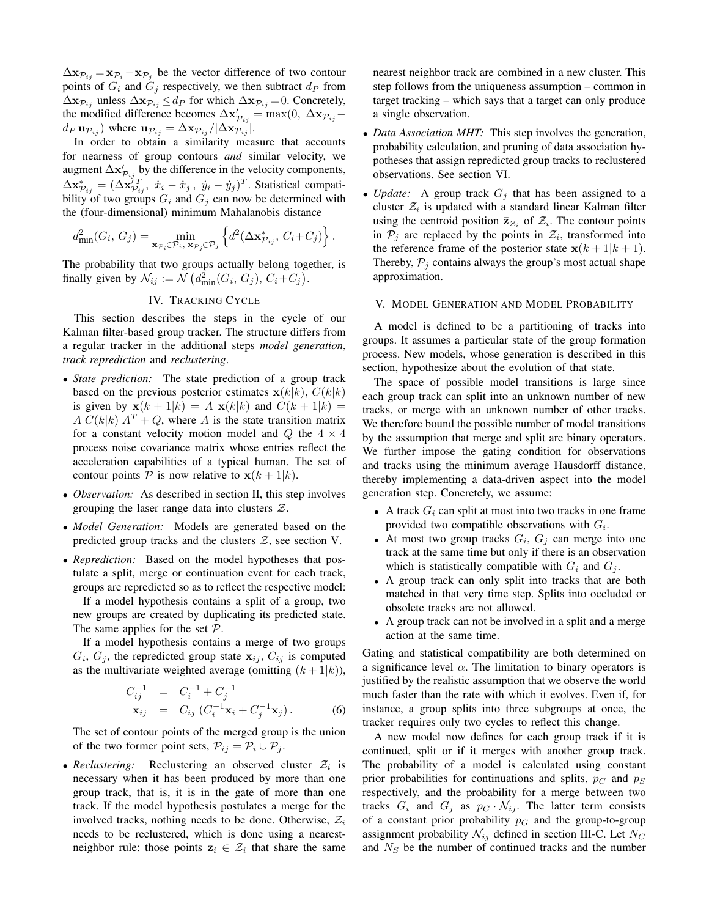$\Delta \mathbf{x}_{\mathcal{P}_{ij}} = \mathbf{x}_{\mathcal{P}_i} - \mathbf{x}_{\mathcal{P}_j}$ be the vector difference of two contour points of $G_i$ and $G_j$ respectively, we then subtract $d_P$ from $\Delta \mathbf{x}_{\mathcal{P}_{ij}}$ unless $\Delta \mathbf{x}_{\mathcal{P}_{ij}} \leq d_P$ for which $\Delta \mathbf{x}_{\mathcal{P}_{ij}} = 0$. Concretely, the modified difference becomes $\Delta \mathbf{x}'_{\mathcal{P}_{ij}} = \max(0,\ \Delta \mathbf{x}_{\mathcal{P}_{ij}} - d_P\, \mathbf{u}_{\mathcal{P}_{ij}})$ where $\mathbf{u}_{\mathcal{P}_{ij}} = \Delta \mathbf{x}_{\mathcal{P}_{ij}} / |\Delta \mathbf{x}_{\mathcal{P}_{ij}}|$.

In order to obtain a similarity measure that accounts for nearness of group contours *and* similar velocity, we augment $\Delta \mathbf{x}'_{\mathcal{P}_{ij}}$ by the difference in the velocity components, $\Delta \mathbf{x}^*_{\mathcal{P}_{ij}} = (\Delta \mathbf{x}'^T_{\mathcal{P}_{ij}},\ \dot{x}_i - \dot{x}_j\,,\ \dot{y}_i - \dot{y}_j)^T$. Statistical compatibility of two groups $G_i$ and $G_j$ can now be determined with the (four-dimensional) minimum Mahalanobis distance

$$d^2_{\min}(G_i,\, G_j) = \min_{\mathbf{x}_{\mathcal{P}_i} \in \mathcal{P}_i,\ \mathbf{x}_{\mathcal{P}_j} \in \mathcal{P}_j} \left\{ d^2(\Delta \mathbf{x}^*_{\mathcal{P}_{ij}},\ C_i + C_j) \right\}.$$

The probability that two groups actually belong together, is finally given by $\mathcal{N}_{ij} := \mathcal{N}\left(d^2_{\min}(G_i,\, G_j),\ C_i + C_j\right)$.

## IV. Tracking Cycle

This section describes the steps in the cycle of our Kalman filter-based group tracker. The structure differs from a regular tracker in the additional steps *model generation*, *track reprediction* and *reclustering*.

- *State prediction:* The state prediction of a group track based on the previous posterior estimates $\mathbf{x}(k|k)$, $C(k|k)$ is given by $\mathbf{x}(k+1|k) = A\ \mathbf{x}(k|k)$ and $C(k+1|k) = A\ C(k|k)\ A^T + Q$, where $A$ is the state transition matrix for a constant velocity motion model and $Q$ the $4 \times 4$ process noise covariance matrix whose entries reflect the acceleration capabilities of a typical human. The set of contour points $\mathcal{P}$ is now relative to $\mathbf{x}(k+1|k)$.
- *Observation:* As described in section II, this step involves grouping the laser range data into clusters $\mathcal{Z}$.
- *Model Generation:* Models are generated based on the predicted group tracks and the clusters $\mathcal{Z}$, see section V.
- *Reprediction:* Based on the model hypotheses that postulate a split, merge or continuation event for each track, groups are repredicted so as to reflect the respective model:

  If a model hypothesis contains a split of a group, two new groups are created by duplicating its predicted state. The same applies for the set $\mathcal{P}$.

  If a model hypothesis contains a merge of two groups $G_i$, $G_j$, the repredicted group state $\mathbf{x}_{ij}$, $C_{ij}$ is computed as the multivariate weighted average (omitting $(k+1|k)$),

$$\begin{aligned} C_{ij}^{-1} &= C_i^{-1} + C_j^{-1} \\ \mathbf{x}_{ij} &= C_{ij}\, (C_i^{-1}\mathbf{x}_i + C_j^{-1}\mathbf{x}_j)\,. \end{aligned} \tag{6}$$

  The set of contour points of the merged group is the union of the two former point sets, $\mathcal{P}_{ij} = \mathcal{P}_i \cup \mathcal{P}_j$.
- *Reclustering:* Reclustering an observed cluster $\mathcal{Z}_i$ is necessary when it has been produced by more than one group track, that is, it is in the gate of more than one track. If the model hypothesis postulates a merge for the involved tracks, nothing needs to be done. Otherwise, $\mathcal{Z}_i$ needs to be reclustered, which is done using a nearest-neighbor rule: those points $\mathbf{z}_i \in \mathcal{Z}_i$ that share the same nearest neighbor track are combined in a new cluster. This step follows from the uniqueness assumption – common in target tracking – which says that a target can only produce a single observation.
- *Data Association MHT:* This step involves the generation, probability calculation, and pruning of data association hypotheses that assign repredicted group tracks to reclustered observations. See section VI.
- *Update:* A group track $G_j$ that has been assigned to a cluster $\mathcal{Z}_i$ is updated with a standard linear Kalman filter using the centroid position $\bar{\mathbf{z}}_{\mathcal{Z}_i}$ of $\mathcal{Z}_i$. The contour points in $\mathcal{P}_j$ are replaced by the points in $\mathcal{Z}_i$, transformed into the reference frame of the posterior state $\mathbf{x}(k+1|k+1)$. Thereby, $\mathcal{P}_j$ contains always the group's most actual shape approximation.

## V. Model Generation and Model Probability

A model is defined to be a partitioning of tracks into groups. It assumes a particular state of the group formation process. New models, whose generation is described in this section, hypothesize about the evolution of that state.

The space of possible model transitions is large since each group track can split into an unknown number of new tracks, or merge with an unknown number of other tracks. We therefore bound the possible number of model transitions by the assumption that merge and split are binary operators. We further impose the gating condition for observations and tracks using the minimum average Hausdorff distance, thereby implementing a data-driven aspect into the model generation step. Concretely, we assume:

- A track $G_i$ can split at most into two tracks in one frame provided two compatible observations with $G_i$.
- At most two group tracks $G_i$, $G_j$ can merge into one track at the same time but only if there is an observation which is statistically compatible with $G_i$ and $G_j$.
- A group track can only split into tracks that are both matched in that very time step. Splits into occluded or obsolete tracks are not allowed.
- A group track can not be involved in a split and a merge action at the same time.

Gating and statistical compatibility are both determined on a significance level $\alpha$. The limitation to binary operators is justified by the realistic assumption that we observe the world much faster than the rate with which it evolves. Even if, for instance, a group splits into three subgroups at once, the tracker requires only two cycles to reflect this change.

A new model now defines for each group track if it is continued, split or if it merges with another group track. The probability of a model is calculated using constant prior probabilities for continuations and splits, $p_C$ and $p_S$ respectively, and the probability for a merge between two tracks $G_i$ and $G_j$ as $p_G \cdot \mathcal{N}_{ij}$. The latter term consists of a constant prior probability $p_G$ and the group-to-group assignment probability $\mathcal{N}_{ij}$ defined in section III-C. Let $N_C$ and $N_S$ be the number of continued tracks and the number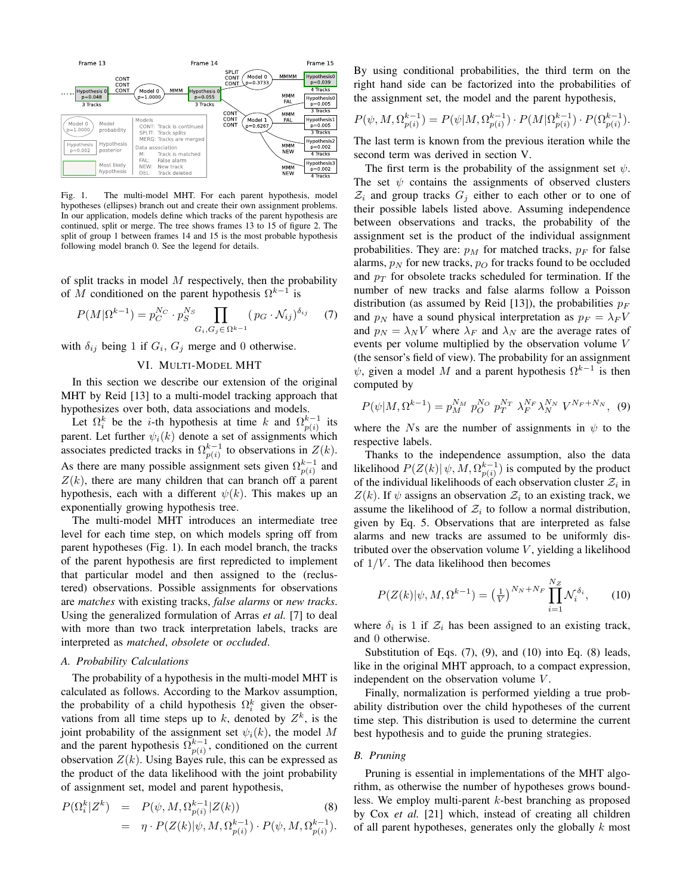Fig. 1. The multi-model MHT. For each parent hypothesis, model hypotheses (ellipses) branch out and create their own assignment problems. In our application, models define which tracks of the parent hypothesis are continued, split or merge. The tree shows frames 13 to 15 of figure 2. The split of group 1 between frames 14 and 15 is the most probable hypothesis following model branch 0. See the legend for details.

of split tracks in model $M$ respectively, then the probability of $M$ conditioned on the parent hypothesis $\Omega^{k-1}$ is

$$P(M|\Omega^{k-1}) = p_C^{N_C} \cdot p_S^{N_S} \prod_{G_i, G_j \in \Omega^{k-1}} (p_G \cdot \mathcal{N}_{ij})^{\delta_{ij}} \quad (7)$$

with $\delta_{ij}$ being 1 if $G_i$, $G_j$ merge and 0 otherwise.

## VI. Multi-Model MHT

In this section we describe our extension of the original MHT by Reid [13] to a multi-model tracking approach that hypothesizes over both, data associations and models.

Let $\Omega_i^k$ be the $i$-th hypothesis at time $k$ and $\Omega_{p(i)}^{k-1}$ its parent. Let further $\psi_i(k)$ denote a set of assignments which associates predicted tracks in $\Omega_{p(i)}^{k-1}$ to observations in $Z(k)$. As there are many possible assignment sets given $\Omega_{p(i)}^{k-1}$ and $Z(k)$, there are many children that can branch off a parent hypothesis, each with a different $\psi(k)$. This makes up an exponentially growing hypothesis tree.

The multi-model MHT introduces an intermediate tree level for each time step, on which models spring off from parent hypotheses (Fig. 1). In each model branch, the tracks of the parent hypothesis are first repredicted to implement that particular model and then assigned to the (reclustered) observations. Possible assignments for observations are *matches* with existing tracks, *false alarms* or *new tracks*. Using the generalized formulation of Arras *et al.* [7] to deal with more than two track interpretation labels, tracks are interpreted as *matched*, *obsolete* or *occluded*.

### A. Probability Calculations

The probability of a hypothesis in the multi-model MHT is calculated as follows. According to the Markov assumption, the probability of a child hypothesis $\Omega_i^k$ given the observations from all time steps up to $k$, denoted by $Z^k$, is the joint probability of the assignment set $\psi_i(k)$, the model $M$ and the parent hypothesis $\Omega_{p(i)}^{k-1}$, conditioned on the current observation $Z(k)$. Using Bayes rule, this can be expressed as the product of the data likelihood with the joint probability of assignment set, model and parent hypothesis,

$$\begin{aligned} P(\Omega_i^k|Z^k) &= P(\psi, M, \Omega_{p(i)}^{k-1}|Z(k)) \quad (8)\\ &= \eta \cdot P(Z(k)|\psi, M, \Omega_{p(i)}^{k-1}) \cdot P(\psi, M, \Omega_{p(i)}^{k-1}). \end{aligned}$$

By using conditional probabilities, the third term on the right hand side can be factorized into the probabilities of the assignment set, the model and the parent hypothesis,

$$P(\psi, M, \Omega_{p(i)}^{k-1}) = P(\psi|M, \Omega_{p(i)}^{k-1}) \cdot P(M|\Omega_{p(i)}^{k-1}) \cdot P(\Omega_{p(i)}^{k-1}).$$

The last term is known from the previous iteration while the second term was derived in section V.

The first term is the probability of the assignment set $\psi$. The set $\psi$ contains the assignments of observed clusters $\mathcal{Z}_i$ and group tracks $G_j$ either to each other or to one of their possible labels listed above. Assuming independence between observations and tracks, the probability of the assignment set is the product of the individual assignment probabilities. They are: $p_M$ for matched tracks, $p_F$ for false alarms, $p_N$ for new tracks, $p_O$ for tracks found to be occluded and $p_T$ for obsolete tracks scheduled for termination. If the number of new tracks and false alarms follow a Poisson distribution (as assumed by Reid [13]), the probabilities $p_F$ and $p_N$ have a sound physical interpretation as $p_F = \lambda_F V$ and $p_N = \lambda_N V$ where $\lambda_F$ and $\lambda_N$ are the average rates of events per volume multiplied by the observation volume $V$ (the sensor's field of view). The probability for an assignment $\psi$, given a model $M$ and a parent hypothesis $\Omega^{k-1}$ is then computed by

$$P(\psi|M, \Omega^{k-1}) = p_M^{N_M} \; p_O^{N_O} \; p_T^{N_T} \; \lambda_F^{N_F} \lambda_N^{N_N} \; V^{N_F+N_N}, \quad (9)$$

where the $N$s are the number of assignments in $\psi$ to the respective labels.

Thanks to the independence assumption, also the data likelihood $P(Z(k)|\,\psi, M, \Omega_{p(i)}^{k-1})$ is computed by the product of the individual likelihoods of each observation cluster $\mathcal{Z}_i$ in $Z(k)$. If $\psi$ assigns an observation $\mathcal{Z}_i$ to an existing track, we assume the likelihood of $\mathcal{Z}_i$ to follow a normal distribution, given by Eq. 5. Observations that are interpreted as false alarms and new tracks are assumed to be uniformly distributed over the observation volume $V$, yielding a likelihood of $1/V$. The data likelihood then becomes

$$P(Z(k)|\psi, M, \Omega^{k-1}) = \left(\tfrac{1}{V}\right)^{N_N+N_F} \prod_{i=1}^{N_Z} \mathcal{N}_i^{\delta_i}, \quad (10)$$

where $\delta_i$ is 1 if $\mathcal{Z}_i$ has been assigned to an existing track, and 0 otherwise.

Substitution of Eqs. (7), (9), and (10) into Eq. (8) leads, like in the original MHT approach, to a compact expression, independent on the observation volume $V$.

Finally, normalization is performed yielding a true probability distribution over the child hypotheses of the current time step. This distribution is used to determine the current best hypothesis and to guide the pruning strategies.

### B. Pruning

Pruning is essential in implementations of the MHT algorithm, as otherwise the number of hypotheses grows boundless. We employ multi-parent $k$-best branching as proposed by Cox *et al.* [21] which, instead of creating all children of all parent hypotheses, generates only the globally $k$ most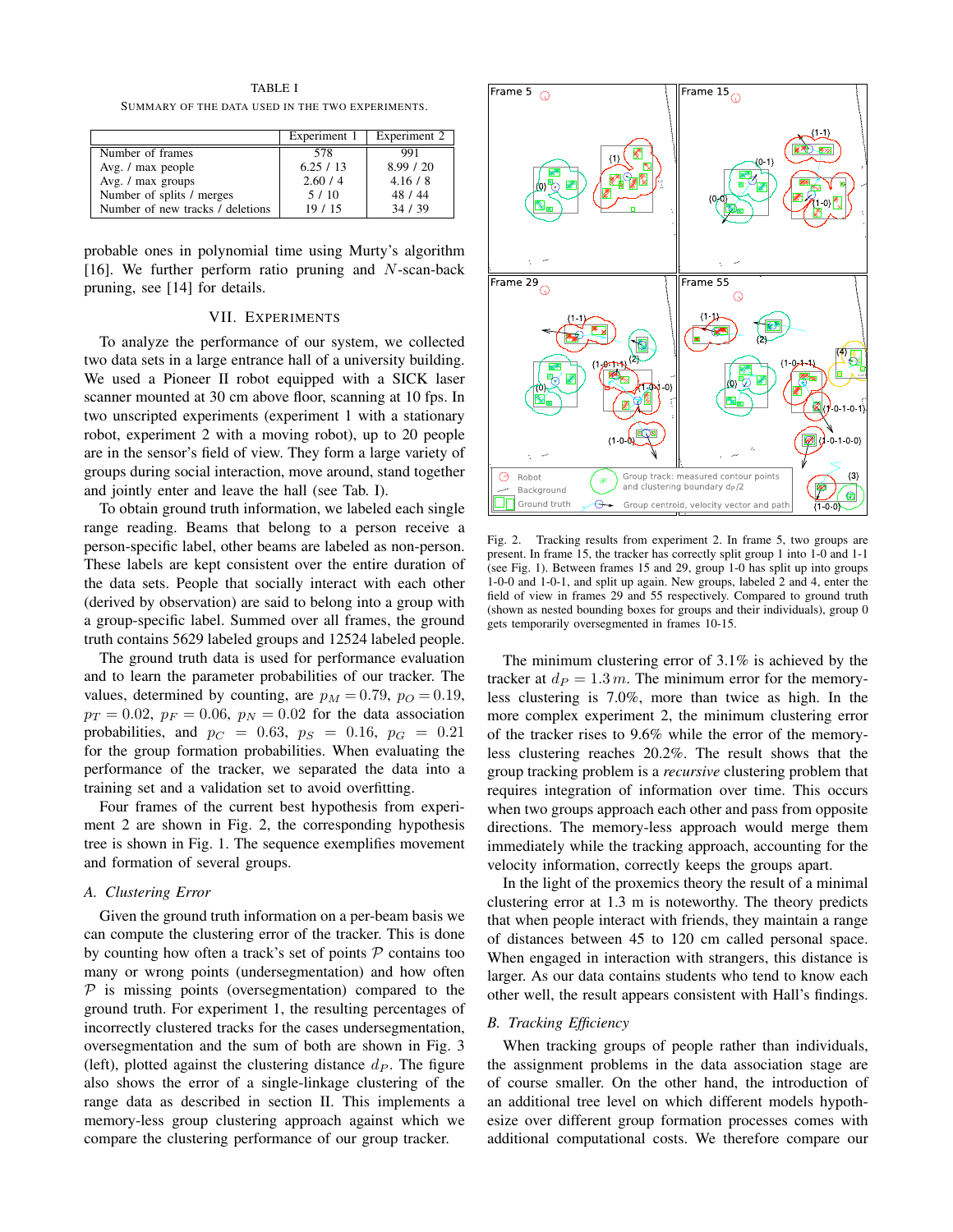TABLE I

SUMMARY OF THE DATA USED IN THE TWO EXPERIMENTS.

| | Experiment 1 | Experiment 2 |
|---|---|---|
| Number of frames | 578 | 991 |
| Avg. / max people | 6.25 / 13 | 8.99 / 20 |
| Avg. / max groups | 2.60 / 4 | 4.16 / 8 |
| Number of splits / merges | 5 / 10 | 48 / 44 |
| Number of new tracks / deletions | 19 / 15 | 34 / 39 |

probable ones in polynomial time using Murty's algorithm [16]. We further perform ratio pruning and $N$-scan-back pruning, see [14] for details.

## VII. EXPERIMENTS

To analyze the performance of our system, we collected two data sets in a large entrance hall of a university building. We used a Pioneer II robot equipped with a SICK laser scanner mounted at 30 cm above floor, scanning at 10 fps. In two unscripted experiments (experiment 1 with a stationary robot, experiment 2 with a moving robot), up to 20 people are in the sensor's field of view. They form a large variety of groups during social interaction, move around, stand together and jointly enter and leave the hall (see Tab. I).

To obtain ground truth information, we labeled each single range reading. Beams that belong to a person receive a person-specific label, other beams are labeled as non-person. These labels are kept consistent over the entire duration of the data sets. People that socially interact with each other (derived by observation) are said to belong into a group with a group-specific label. Summed over all frames, the ground truth contains 5629 labeled groups and 12524 labeled people.

The ground truth data is used for performance evaluation and to learn the parameter probabilities of our tracker. The values, determined by counting, are $p_M = 0.79$, $p_O = 0.19$, $p_T = 0.02$, $p_F = 0.06$, $p_N = 0.02$ for the data association probabilities, and $p_C = 0.63$, $p_S = 0.16$, $p_G = 0.21$ for the group formation probabilities. When evaluating the performance of the tracker, we separated the data into a training set and a validation set to avoid overfitting.

Four frames of the current best hypothesis from experiment 2 are shown in Fig. 2, the corresponding hypothesis tree is shown in Fig. 1. The sequence exemplifies movement and formation of several groups.

### A. Clustering Error

Given the ground truth information on a per-beam basis we can compute the clustering error of the tracker. This is done by counting how often a track's set of points $\mathcal{P}$ contains too many or wrong points (undersegmentation) and how often $\mathcal{P}$ is missing points (oversegmentation) compared to the ground truth. For experiment 1, the resulting percentages of incorrectly clustered tracks for the cases undersegmentation, oversegmentation and the sum of both are shown in Fig. 3 (left), plotted against the clustering distance $d_P$. The figure also shows the error of a single-linkage clustering of the range data as described in section II. This implements a memory-less group clustering approach against which we compare the clustering performance of our group tracker.

Fig. 2. Tracking results from experiment 2. In frame 5, two groups are present. In frame 15, the tracker has correctly split group 1 into 1-0 and 1-1 (see Fig. 1). Between frames 15 and 29, group 1-0 has split up into groups 1-0-0 and 1-0-1, and split up again. New groups, labeled 2 and 4, enter the field of view in frames 29 and 55 respectively. Compared to ground truth (shown as nested bounding boxes for groups and their individuals), group 0 gets temporarily oversegmented in frames 10-15.

The minimum clustering error of 3.1% is achieved by the tracker at $d_P = 1.3\,m$. The minimum error for the memory-less clustering is 7.0%, more than twice as high. In the more complex experiment 2, the minimum clustering error of the tracker rises to 9.6% while the error of the memory-less clustering reaches 20.2%. The result shows that the group tracking problem is a *recursive* clustering problem that requires integration of information over time. This occurs when two groups approach each other and pass from opposite directions. The memory-less approach would merge them immediately while the tracking approach, accounting for the velocity information, correctly keeps the groups apart.

In the light of the proxemics theory the result of a minimal clustering error at 1.3 m is noteworthy. The theory predicts that when people interact with friends, they maintain a range of distances between 45 to 120 cm called personal space. When engaged in interaction with strangers, this distance is larger. As our data contains students who tend to know each other well, the result appears consistent with Hall's findings.

### B. Tracking Efficiency

When tracking groups of people rather than individuals, the assignment problems in the data association stage are of course smaller. On the other hand, the introduction of an additional tree level on which different models hypothesize over different group formation processes comes with additional computational costs. We therefore compare our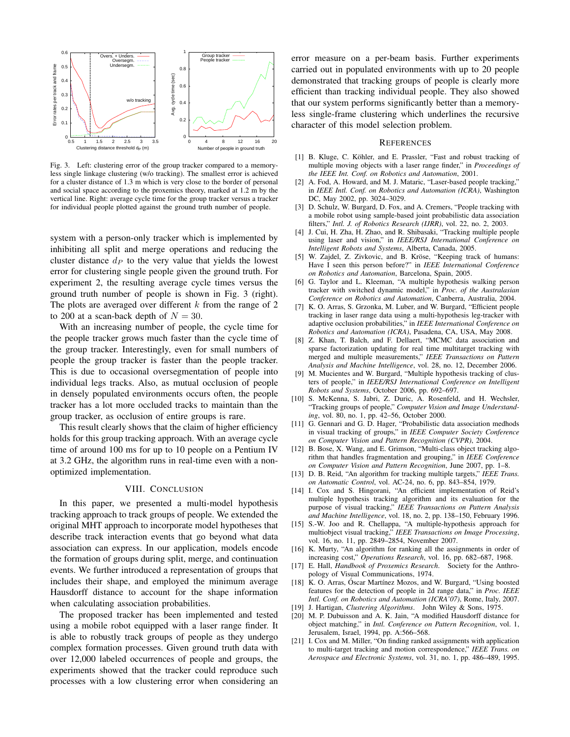0.6
0.5
0.4
0.3
0.2
0.1
0
0.5 1 1.5 2 2.5 3 3.5
Error rates per track and frame
Clustering distance threshold $d_P$ (m)
Overs. + Unders.
Oversegm.
Undersegm.
w/o tracking

1
0.8
0.6
0.4
0.2
0
0 4 8 12 16 20
Avg. cycle time (sec)
Number of people in ground truth
Group tracker
People tracker

Fig. 3. Left: clustering error of the group tracker compared to a memory-less single linkage clustering (w/o tracking). The smallest error is achieved for a cluster distance of 1.3 m which is very close to the border of personal and social space according to the proxemics theory, marked at 1.2 m by the vertical line. Right: average cycle time for the group tracker versus a tracker for individual people plotted against the ground truth number of people.

system with a person-only tracker which is implemented by inhibiting all split and merge operations and reducing the cluster distance $d_P$ to the very value that yields the lowest error for clustering single people given the ground truth. For experiment 2, the resulting average cycle times versus the ground truth number of people is shown in Fig. 3 (right). The plots are averaged over different $k$ from the range of 2 to 200 at a scan-back depth of $N = 30$.

With an increasing number of people, the cycle time for the people tracker grows much faster than the cycle time of the group tracker. Interestingly, even for small numbers of people the group tracker is faster than the people tracker. This is due to occasional oversegmentation of people into individual legs tracks. Also, as mutual occlusion of people in densely populated environments occurs often, the people tracker has a lot more occluded tracks to maintain than the group tracker, as occlusion of entire groups is rare.

This result clearly shows that the claim of higher efficiency holds for this group tracking approach. With an average cycle time of around 100 ms for up to 10 people on a Pentium IV at 3.2 GHz, the algorithm runs in real-time even with a non-optimized implementation.

## VIII. Conclusion

In this paper, we presented a multi-model hypothesis tracking approach to track groups of people. We extended the original MHT approach to incorporate model hypotheses that describe track interaction events that go beyond what data association can express. In our application, models encode the formation of groups during split, merge, and continuation events. We further introduced a representation of groups that includes their shape, and employed the minimum average Hausdorff distance to account for the shape information when calculating association probabilities.

The proposed tracker has been implemented and tested using a mobile robot equipped with a laser range finder. It is able to robustly track groups of people as they undergo complex formation processes. Given ground truth data with over 12,000 labeled occurrences of people and groups, the experiments showed that the tracker could reproduce such processes with a low clustering error when considering an error measure on a per-beam basis. Further experiments carried out in populated environments with up to 20 people demonstrated that tracking groups of people is clearly more efficient than tracking individual people. They also showed that our system performs significantly better than a memory-less single-frame clustering which underlines the recursive character of this model selection problem.

## References

[1] B. Kluge, C. Köhler, and E. Prassler, "Fast and robust tracking of multiple moving objects with a laser range finder," in *Proceedings of the IEEE Int. Conf. on Robotics and Automation*, 2001.

[2] A. Fod, A. Howard, and M. J. Mataric, "Laser-based people tracking," in *IEEE Intl. Conf. on Robotics and Automation (ICRA)*, Washington DC, May 2002, pp. 3024–3029.

[3] D. Schulz, W. Burgard, D. Fox, and A. Cremers, "People tracking with a mobile robot using sample-based joint probabilistic data association filters," *Intl. J. of Robotics Research (IJRR)*, vol. 22, no. 2, 2003.

[4] J. Cui, H. Zha, H. Zhao, and R. Shibasaki, "Tracking multiple people using laser and vision," in *IEEE/RSJ International Conference on Intelligent Robots and Systems*, Alberta, Canada, 2005.

[5] W. Zajdel, Z. Zivkovic, and B. Kröse, "Keeping track of humans: Have I seen this person before?" in *IEEE International Conference on Robotics and Automation*, Barcelona, Spain, 2005.

[6] G. Taylor and L. Kleeman, "A multiple hypothesis walking person tracker with switched dynamic model," in *Proc. of the Australasian Conference on Robotics and Automation*, Canberra, Australia, 2004.

[7] K. O. Arras, S. Grzonka, M. Luber, and W. Burgard, "Efficient people tracking in laser range data using a multi-hypothesis leg-tracker with adaptive occlusion probabilities," in *IEEE International Conference on Robotics and Automation (ICRA)*, Pasadena, CA, USA, May 2008.

[8] Z. Khan, T. Balch, and F. Dellaert, "MCMC data association and sparse factorization updating for real time multitarget tracking with merged and multiple measurements," *IEEE Transactions on Pattern Analysis and Machine Intelligence*, vol. 28, no. 12, December 2006.

[9] M. Mucientes and W. Burgard, "Multiple hypothesis tracking of clusters of people," in *IEEE/RSJ International Conference on Intelligent Robots and Systems*, October 2006, pp. 692–697.

[10] S. McKenna, S. Jabri, Z. Duric, A. Rosenfeld, and H. Wechsler, "Tracking groups of people," *Computer Vision and Image Understanding*, vol. 80, no. 1, pp. 42–56, October 2000.

[11] G. Gennari and G. D. Hager, "Probabilistic data association medhods in visual tracking of groups," in *IEEE Computer Society Conference on Computer Vision and Pattern Recognition (CVPR)*, 2004.

[12] B. Bose, X. Wang, and E. Grimson, "Multi-class object tracking algorithm that handles fragmentation and grouping," in *IEEE Conference on Computer Vision and Pattern Recognition*, June 2007, pp. 1–8.

[13] D. B. Reid, "An algorithm for tracking multiple targets," *IEEE Trans. on Automatic Control*, vol. AC-24, no. 6, pp. 843–854, 1979.

[14] I. Cox and S. Hingorani, "An efficient implementation of Reid's multiple hypothesis tracking algorithm and its evaluation for the purpose of visual tracking," *IEEE Transactions on Pattern Analysis and Machine Intelligence*, vol. 18, no. 2, pp. 138–150, February 1996.

[15] S.-W. Joo and R. Chellappa, "A multiple-hypothesis approach for multiobject visual tracking," *IEEE Transactions on Image Processing*, vol. 16, no. 11, pp. 2849–2854, November 2007.

[16] K. Murty, "An algorithm for ranking all the assignments in order of increasing cost," *Operations Research*, vol. 16, pp. 682–687, 1968.

[17] E. Hall, *Handbook of Proxemics Research*. Society for the Anthropology of Visual Communications, 1974.

[18] K. O. Arras, Óscar Martínez Mozos, and W. Burgard, "Using boosted features for the detection of people in 2d range data," in *Proc. IEEE Intl. Conf. on Robotics and Automation (ICRA'07)*, Rome, Italy, 2007.

[19] J. Hartigan, *Clustering Algorithms*. John Wiley & Sons, 1975.

[20] M. P. Dubuisson and A. K. Jain, "A modified Hausdorff distance for object matching," in *Intl. Conference on Pattern Recognition*, vol. 1, Jerusalem, Israel, 1994, pp. A:566–568.

[21] I. Cox and M. Miller, "On finding ranked assignments with application to multi-target tracking and motion correspondence," *IEEE Trans. on Aerospace and Electronic Systems*, vol. 31, no. 1, pp. 486–489, 1995.